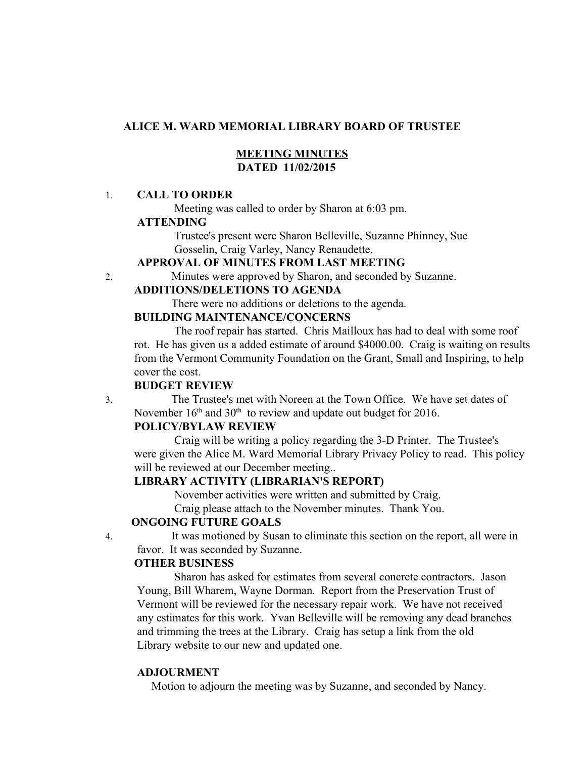**ALICE M. WARD MEMORIAL LIBRARY BOARD OF TRUSTEE**

**MEETING MINUTES**
**DATED 11/02/2015**

1. **CALL TO ORDER**

   Meeting was called to order by Sharon at 6:03 pm.

   **ATTENDING**

   Trustee's present were Sharon Belleville, Suzanne Phinney, Sue Gosselin, Craig Varley, Nancy Renaudette.

   **APPROVAL OF MINUTES FROM LAST MEETING**

2. Minutes were approved by Sharon, and seconded by Suzanne.

   **ADDITIONS/DELETIONS TO AGENDA**

   There were no additions or deletions to the agenda.

   **BUILDING MAINTENANCE/CONCERNS**

   The roof repair has started. Chris Mailloux has had to deal with some roof rot. He has given us a added estimate of around $4000.00. Craig is waiting on results from the Vermont Community Foundation on the Grant, Small and Inspiring, to help cover the cost.

   **BUDGET REVIEW**

3. The Trustee's met with Noreen at the Town Office. We have set dates of November 16th and 30th to review and update out budget for 2016.

   **POLICY/BYLAW REVIEW**

   Craig will be writing a policy regarding the 3-D Printer. The Trustee's were given the Alice M. Ward Memorial Library Privacy Policy to read. This policy will be reviewed at our December meeting..

   **LIBRARY ACTIVITY (LIBRARIAN'S REPORT)**

   November activities were written and submitted by Craig.
   Craig please attach to the November minutes. Thank You.

   **ONGOING FUTURE GOALS**

4. It was motioned by Susan to eliminate this section on the report, all were in favor. It was seconded by Suzanne.

   **OTHER BUSINESS**

   Sharon has asked for estimates from several concrete contractors. Jason Young, Bill Wharem, Wayne Dorman. Report from the Preservation Trust of Vermont will be reviewed for the necessary repair work. We have not received any estimates for this work. Yvan Belleville will be removing any dead branches and trimming the trees at the Library. Craig has setup a link from the old Library website to our new and updated one.

   **ADJOURMENT**

   Motion to adjourn the meeting was by Suzanne, and seconded by Nancy.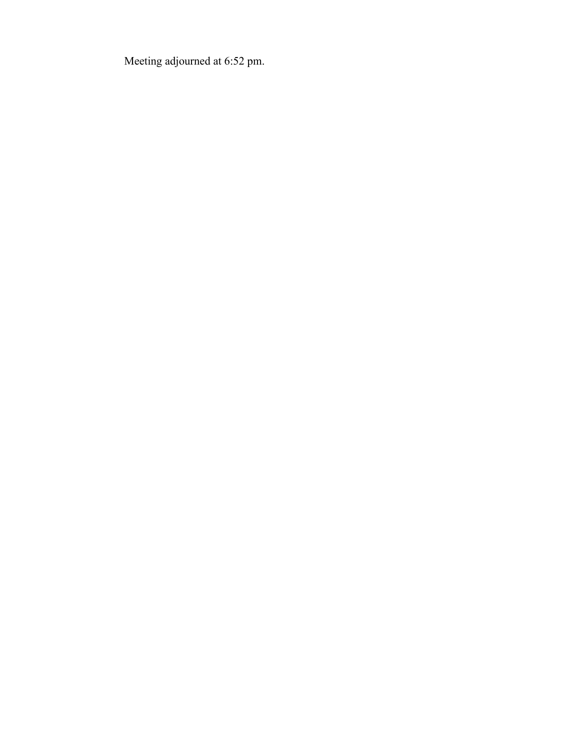Meeting adjourned at 6:52 pm.